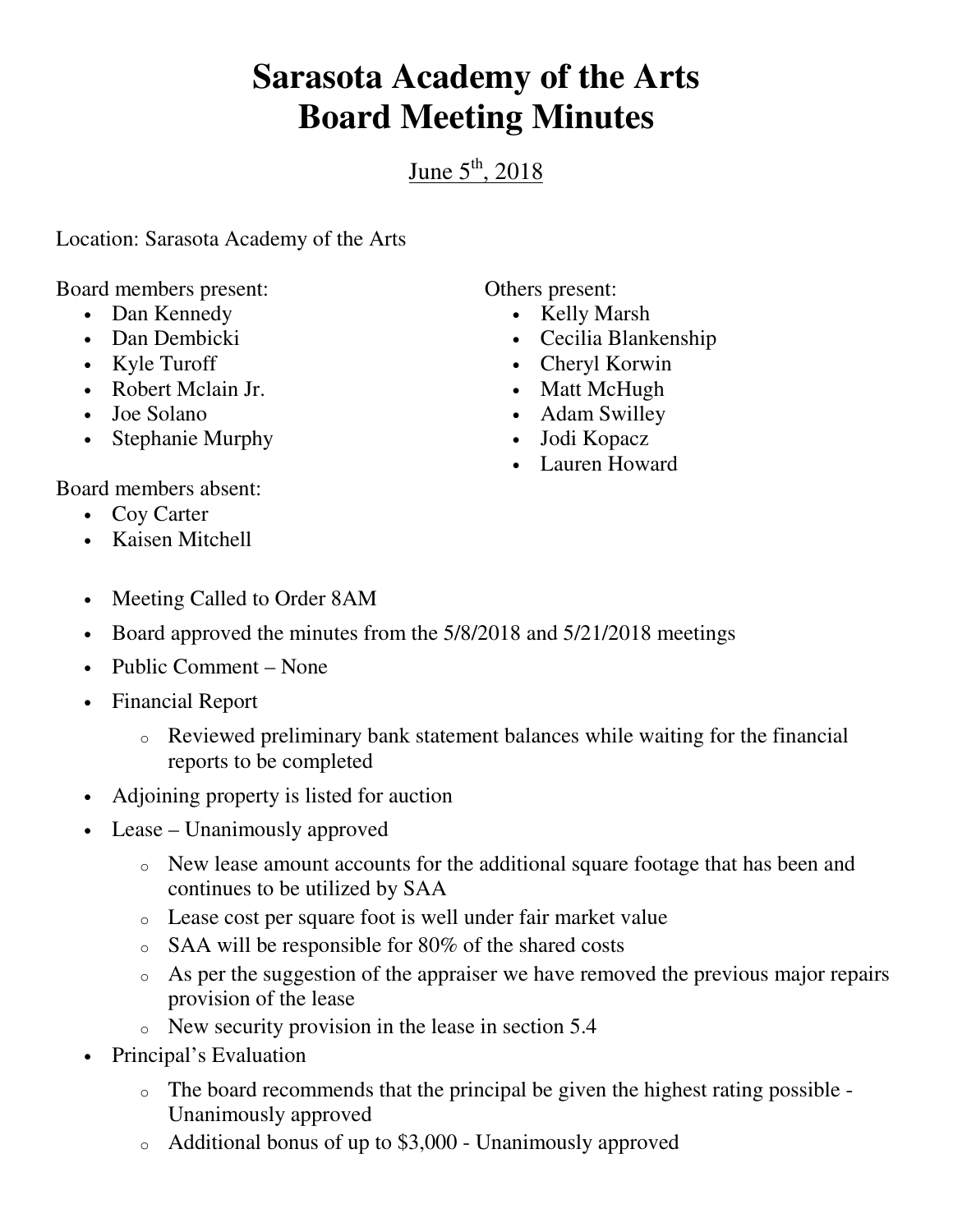# Sarasota Academy of the Arts
# Board Meeting Minutes

June 5th, 2018

Location: Sarasota Academy of the Arts

Board members present:
- Dan Kennedy
- Dan Dembicki
- Kyle Turoff
- Robert Mclain Jr.
- Joe Solano
- Stephanie Murphy

Others present:
- Kelly Marsh
- Cecilia Blankenship
- Cheryl Korwin
- Matt McHugh
- Adam Swilley
- Jodi Kopacz
- Lauren Howard

Board members absent:
- Coy Carter
- Kaisen Mitchell

- Meeting Called to Order 8AM
- Board approved the minutes from the 5/8/2018 and 5/21/2018 meetings
- Public Comment – None
- Financial Report
  - Reviewed preliminary bank statement balances while waiting for the financial reports to be completed
- Adjoining property is listed for auction
- Lease – Unanimously approved
  - New lease amount accounts for the additional square footage that has been and continues to be utilized by SAA
  - Lease cost per square foot is well under fair market value
  - SAA will be responsible for 80% of the shared costs
  - As per the suggestion of the appraiser we have removed the previous major repairs provision of the lease
  - New security provision in the lease in section 5.4
- Principal's Evaluation
  - The board recommends that the principal be given the highest rating possible - Unanimously approved
  - Additional bonus of up to $3,000 - Unanimously approved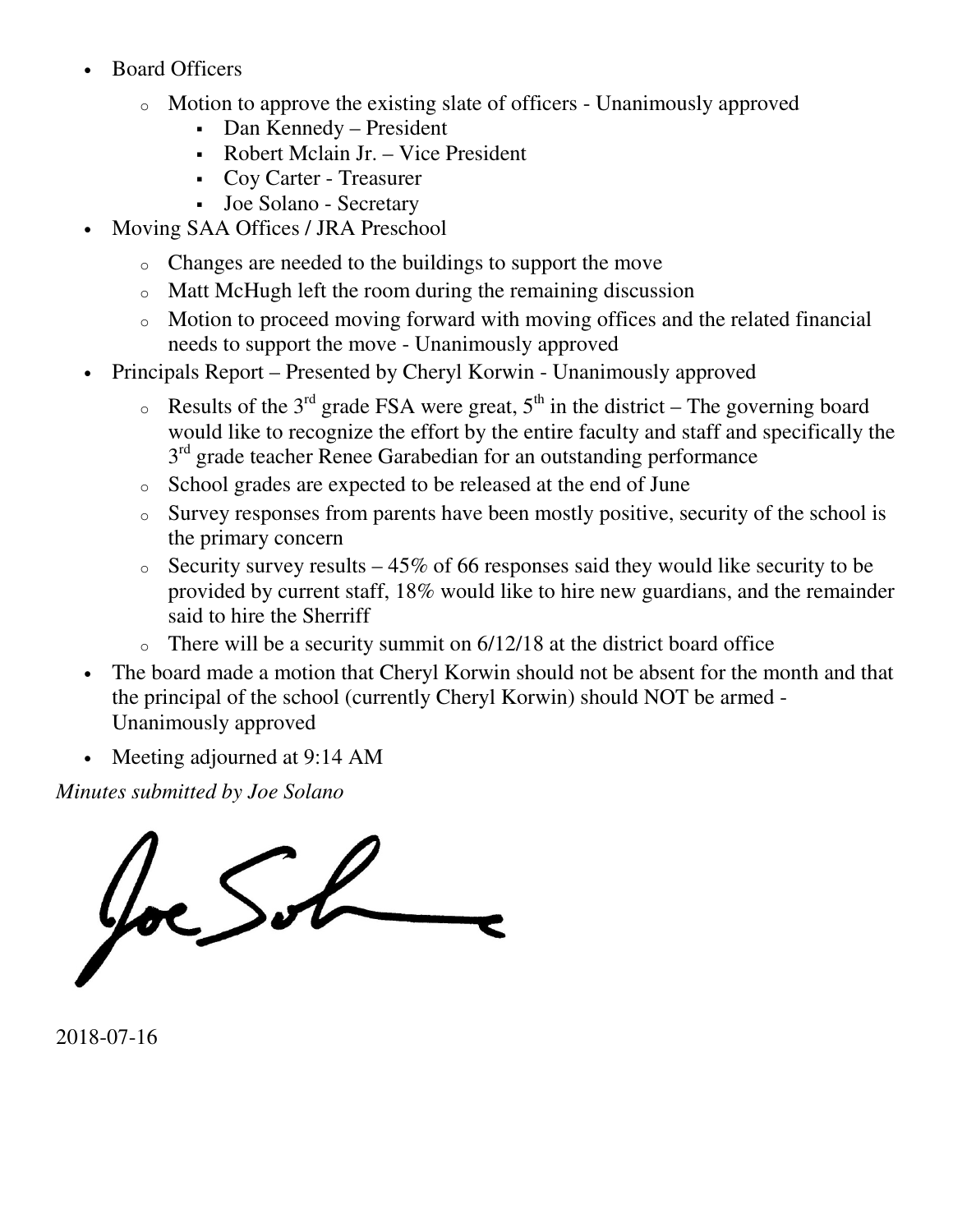- Board Officers
  - Motion to approve the existing slate of officers - Unanimously approved
    - Dan Kennedy – President
    - Robert Mclain Jr. – Vice President
    - Coy Carter - Treasurer
    - Joe Solano - Secretary
- Moving SAA Offices / JRA Preschool
  - Changes are needed to the buildings to support the move
  - Matt McHugh left the room during the remaining discussion
  - Motion to proceed moving forward with moving offices and the related financial needs to support the move - Unanimously approved
- Principals Report – Presented by Cheryl Korwin - Unanimously approved
  - Results of the 3rd grade FSA were great, 5th in the district – The governing board would like to recognize the effort by the entire faculty and staff and specifically the 3rd grade teacher Renee Garabedian for an outstanding performance
  - School grades are expected to be released at the end of June
  - Survey responses from parents have been mostly positive, security of the school is the primary concern
  - Security survey results – 45% of 66 responses said they would like security to be provided by current staff, 18% would like to hire new guardians, and the remainder said to hire the Sherriff
  - There will be a security summit on 6/12/18 at the district board office
- The board made a motion that Cheryl Korwin should not be absent for the month and that the principal of the school (currently Cheryl Korwin) should NOT be armed - Unanimously approved
- Meeting adjourned at 9:14 AM

*Minutes submitted by Joe Solano*

2018-07-16